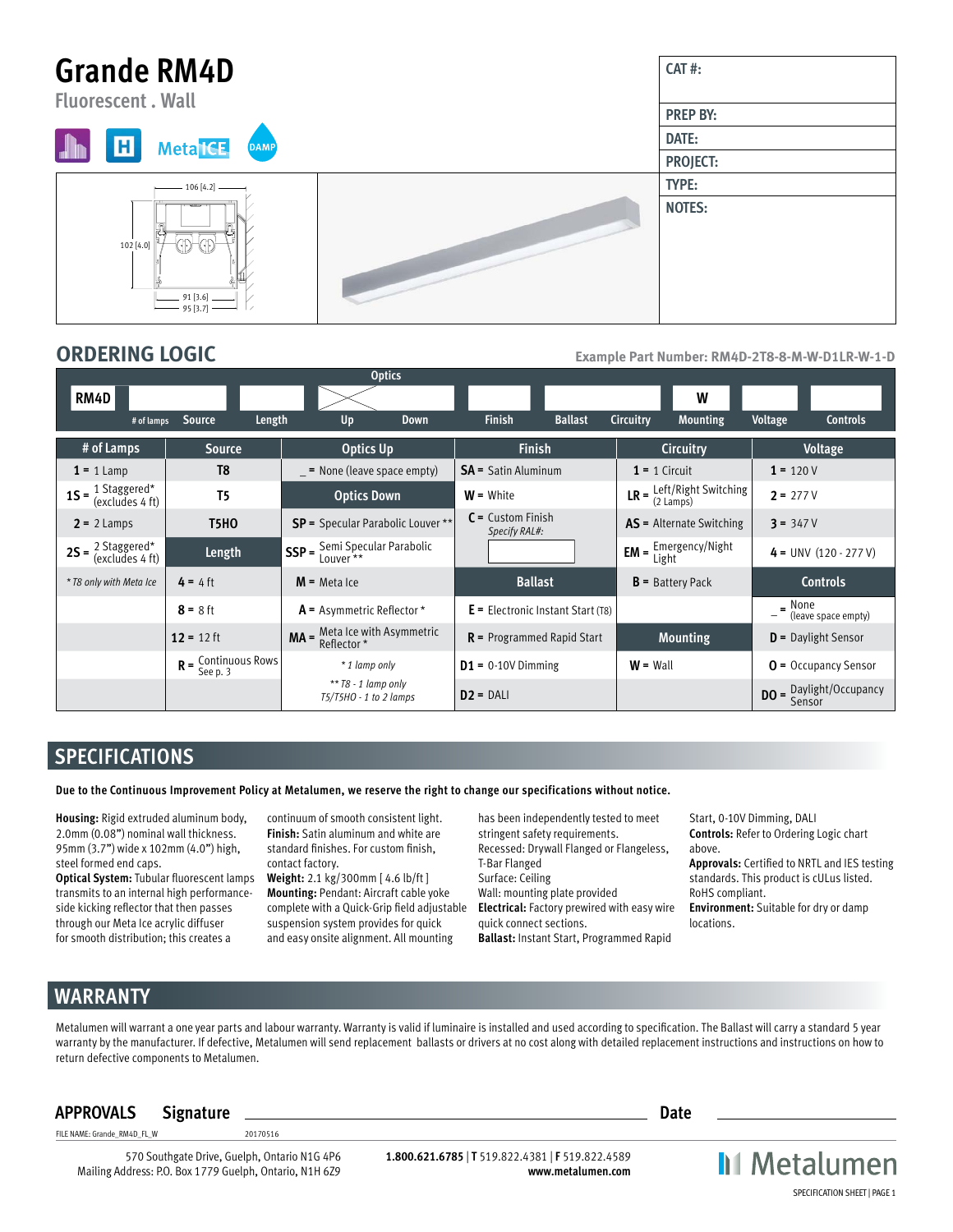# Grande RM4D

Fluorescent . Wall

Meta ICE DAMP

106 [4.2]

102 [4.0]

91 [3.6]

95 [3.7]

| CAT #: |
|---|
| PREP BY: |
| DATE: |
| PROJECT: |
| TYPE: |
| NOTES: |

## ORDERING LOGIC

Example Part Number: RM4D-2T8-8-M-W-D1LR-W-1-D

| RM4D | # of lamps | Source | Length | Optics Up | Optics Down | Finish | Ballast | Circuitry | Mounting | Voltage | Controls |
|---|---|---|---|---|---|---|---|---|---|---|---|
| | | | | | | | | | W | | |

| # of Lamps | Source | Optics Up | Finish | Circuitry | Voltage |
|---|---|---|---|---|---|
| **1** = 1 Lamp | **T8** | _ = None (leave space empty) | **SA** = Satin Aluminum | **1** = 1 Circuit | **1** = 120 V |
| **1S** = 1 Staggered* (excludes 4 ft) | **T5** | **Optics Down** | **W** = White | **LR** = Left/Right Switching (2 Lamps) | **2** = 277 V |
| **2** = 2 Lamps | **T5HO** | **SP** = Specular Parabolic Louver ** | **C** = Custom Finish *Specify RAL#:* | **AS** = Alternate Switching | **3** = 347 V |
| **2S** = 2 Staggered* (excludes 4 ft) | **Length** | **SSP** = Semi Specular Parabolic Louver ** | | **EM** = Emergency/Night Light | **4** = UNV (120 - 277 V) |
| *\* T8 only with Meta Ice* | **4** = 4 ft | **M** = Meta Ice | **Ballast** | **B** = Battery Pack | **Controls** |
| | **8** = 8 ft | **A** = Asymmetric Reflector * | **E** = Electronic Instant Start (T8) | | _ = None (leave space empty) |
| | **12** = 12 ft | **MA** = Meta Ice with Asymmetric Reflector * | **R** = Programmed Rapid Start | **Mounting** | **D** = Daylight Sensor |
| | **R** = Continuous Rows See p. 3 | *\* 1 lamp only* | **D1** = 0-10V Dimming | **W** = Wall | **O** = Occupancy Sensor |
| | | *\*\* T8 - 1 lamp only T5/T5HO - 1 to 2 lamps* | **D2** = DALI | | **DO** = Daylight/Occupancy Sensor |

## SPECIFICATIONS

**Due to the Continuous Improvement Policy at Metalumen, we reserve the right to change our specifications without notice.**

**Housing:** Rigid extruded aluminum body, 2.0mm (0.08") nominal wall thickness. 95mm (3.7") wide x 102mm (4.0") high, steel formed end caps.

**Optical System:** Tubular fluorescent lamps transmits to an internal high performance-side kicking reflector that then passes through our Meta Ice acrylic diffuser for smooth distribution; this creates a continuum of smooth consistent light.

**Finish:** Satin aluminum and white are standard finishes. For custom finish, contact factory.

**Weight:** 2.1 kg/300mm [ 4.6 lb/ft ]

**Mounting:** Pendant: Aircraft cable yoke complete with a Quick-Grip field adjustable suspension system provides for quick and easy onsite alignment. All mounting has been independently tested to meet stringent safety requirements.
Recessed: Drywall Flanged or Flangeless, T-Bar Flanged
Surface: Ceiling
Wall: mounting plate provided

**Electrical:** Factory prewired with easy wire quick connect sections.

**Ballast:** Instant Start, Programmed Rapid Start, 0-10V Dimming, DALI

**Controls:** Refer to Ordering Logic chart above.

**Approvals:** Certified to NRTL and IES testing standards. This product is cULus listed. RoHS compliant.

**Environment:** Suitable for dry or damp locations.

## WARRANTY

Metalumen will warrant a one year parts and labour warranty. Warranty is valid if luminaire is installed and used according to specification. The Ballast will carry a standard 5 year warranty by the manufacturer. If defective, Metalumen will send replacement ballasts or drivers at no cost along with detailed replacement instructions and instructions on how to return defective components to Metalumen.

**APPROVALS** **Signature** ______________________ **Date** ______________

FILE NAME: Grande_RM4D_FL_W 20170516

570 Southgate Drive, Guelph, Ontario N1G 4P6
Mailing Address: P.O. Box 1779 Guelph, Ontario, N1H 6Z9

**1.800.621.6785** | **T** 519.822.4381 | **F** 519.822.4589
**www.metalumen.com**

Metalumen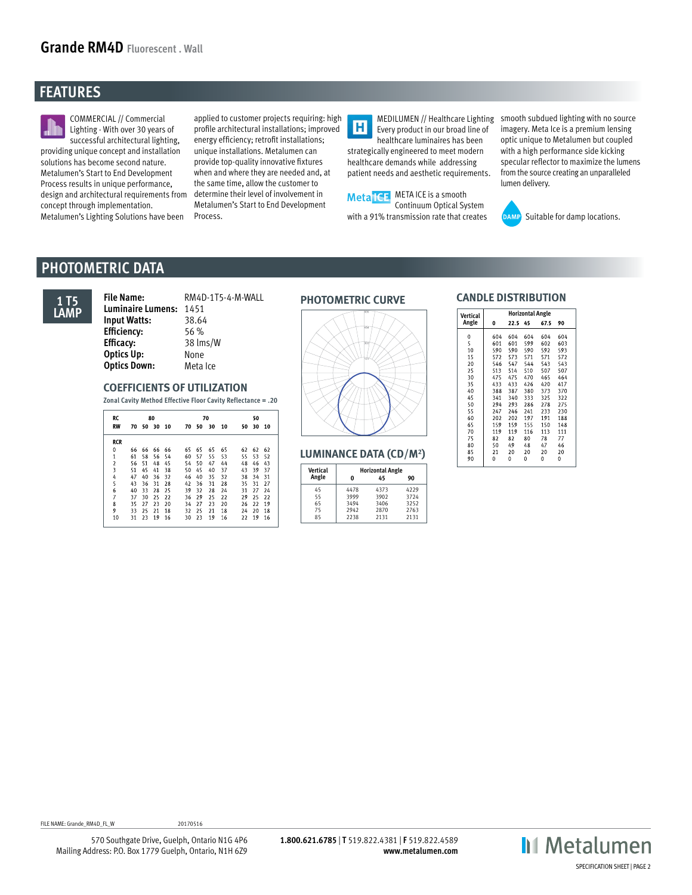# Grande RM4D Fluorescent . Wall

## FEATURES

COMMERCIAL // Commercial Lighting - With over 30 years of successful architectural lighting, providing unique concept and installation solutions has become second nature. Metalumen's Start to End Development Process results in unique performance, design and architectural requirements from concept through implementation. Metalumen's Lighting Solutions have been applied to customer projects requiring: high profile architectural installations; improved energy efficiency; retrofit installations; unique installations. Metalumen can provide top-quality innovative fixtures when and where they are needed and, at the same time, allow the customer to determine their level of involvement in Metalumen's Start to End Development Process.

MEDILUMEN // Healthcare Lighting Every product in our broad line of healthcare luminaires has been strategically engineered to meet modern healthcare demands while addressing patient needs and aesthetic requirements.

META ICE is a smooth Continuum Optical System with a 91% transmission rate that creates smooth subdued lighting with no source imagery. Meta Ice is a premium lensing optic unique to Metalumen but coupled with a high performance side kicking specular reflector to maximize the lumens from the source creating an unparalleled lumen delivery.

Suitable for damp locations.

## PHOTOMETRIC DATA

**1 T5 LAMP**

| | |
|---|---|
| **File Name:** | RM4D-1T5-4-M-WALL |
| **Luminaire Lumens:** | 1451 |
| **Input Watts:** | 38.64 |
| **Efficiency:** | 56 % |
| **Efficacy:** | 38 lms/W |
| **Optics Up:** | None |
| **Optics Down:** | Meta Ice |

### COEFFICIENTS OF UTILIZATION

Zonal Cavity Method Effective Floor Cavity Reflectance = .20

| RC | 80 | | | | 70 | | | | 50 | | |
|---|---|---|---|---|---|---|---|---|---|---|---|
| RW | 70 | 50 | 30 | 10 | 70 | 50 | 30 | 10 | 50 | 30 | 10 |
| RCR | | | | | | | | | | | |
| 0 | 66 | 66 | 66 | 66 | 65 | 65 | 65 | 65 | 62 | 62 | 62 |
| 1 | 61 | 58 | 56 | 54 | 60 | 57 | 55 | 53 | 55 | 53 | 52 |
| 2 | 56 | 51 | 48 | 45 | 54 | 50 | 47 | 44 | 48 | 46 | 43 |
| 3 | 51 | 45 | 41 | 38 | 50 | 45 | 40 | 37 | 43 | 39 | 37 |
| 4 | 47 | 40 | 36 | 32 | 46 | 40 | 35 | 32 | 38 | 34 | 31 |
| 5 | 43 | 36 | 31 | 28 | 42 | 36 | 31 | 28 | 35 | 31 | 27 |
| 6 | 40 | 33 | 28 | 25 | 39 | 32 | 28 | 24 | 31 | 27 | 24 |
| 7 | 37 | 30 | 25 | 22 | 36 | 29 | 25 | 22 | 29 | 25 | 22 |
| 8 | 35 | 27 | 23 | 20 | 34 | 27 | 23 | 20 | 26 | 22 | 19 |
| 9 | 33 | 25 | 21 | 18 | 32 | 25 | 21 | 18 | 24 | 20 | 18 |
| 10 | 31 | 23 | 19 | 16 | 30 | 23 | 19 | 16 | 22 | 19 | 16 |

### PHOTOMETRIC CURVE

### LUMINANCE DATA (CD/M²)

| Vertical Angle | Horizontal Angle 0 | 45 | 90 |
|---|---|---|---|
| 45 | 4478 | 4373 | 4229 |
| 55 | 3999 | 3902 | 3724 |
| 65 | 3494 | 3406 | 3252 |
| 75 | 2942 | 2870 | 2763 |
| 85 | 2238 | 2131 | 2131 |

### CANDLE DISTRIBUTION

| Vertical Angle | Horizontal Angle 0 | 22.5 | 45 | 67.5 | 90 |
|---|---|---|---|---|---|
| 0 | 604 | 604 | 604 | 604 | 604 |
| 5 | 601 | 601 | 599 | 602 | 603 |
| 10 | 590 | 590 | 590 | 592 | 593 |
| 15 | 572 | 573 | 571 | 571 | 572 |
| 20 | 546 | 547 | 544 | 543 | 543 |
| 25 | 513 | 514 | 510 | 507 | 507 |
| 30 | 475 | 475 | 470 | 465 | 464 |
| 35 | 433 | 433 | 426 | 420 | 417 |
| 40 | 388 | 387 | 380 | 373 | 370 |
| 45 | 341 | 340 | 333 | 325 | 322 |
| 50 | 294 | 293 | 286 | 278 | 275 |
| 55 | 247 | 246 | 241 | 233 | 230 |
| 60 | 202 | 202 | 197 | 191 | 188 |
| 65 | 159 | 159 | 155 | 150 | 148 |
| 70 | 119 | 119 | 116 | 113 | 111 |
| 75 | 82 | 82 | 80 | 78 | 77 |
| 80 | 50 | 49 | 48 | 47 | 46 |
| 85 | 21 | 20 | 20 | 20 | 20 |
| 90 | 0 | 0 | 0 | 0 | 0 |

FILE NAME: Grande_RM4D_FL_W 20170516

570 Southgate Drive, Guelph, Ontario N1G 4P6
Mailing Address: P.O. Box 1779 Guelph, Ontario, N1H 6Z9

**1.800.621.6785** | **T** 519.822.4381 | **F** 519.822.4589
**www.metalumen.com**

Metalumen

SPECIFICATION SHEET | PAGE 2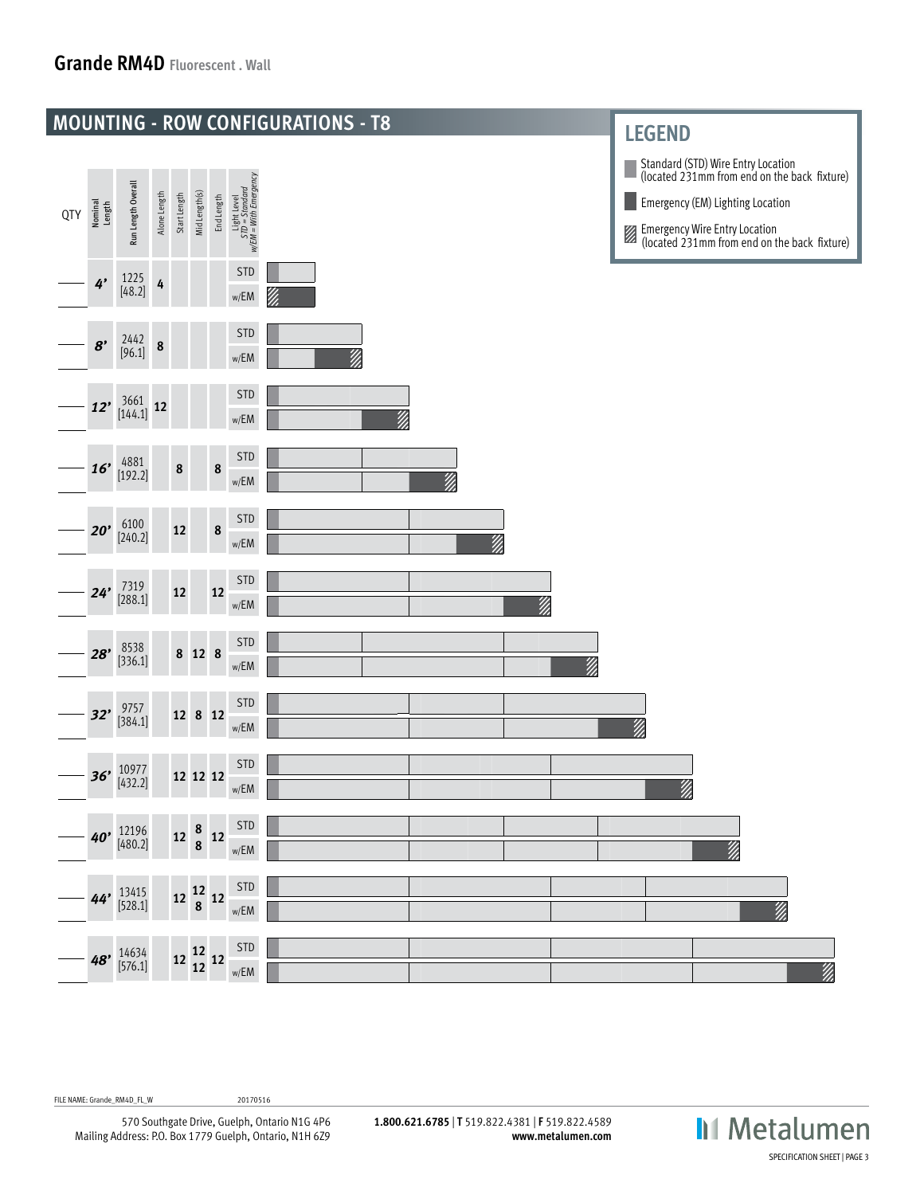# Grande RM4D Fluorescent . Wall

## MOUNTING - ROW CONFIGURATIONS - T8

| QTY | Nominal Length | Run Length Overall | Alone Length | Start Length | Mid Length(s) | End Length | Light Level STD = Standard w/EM = With Emergency |
|---|---|---|---|---|---|---|---|
| ___ | 4' | 1225 [48.2] | 4 | | | | STD / w/EM |
| ___ | 8' | 2442 [96.1] | 8 | | | | STD / w/EM |
| ___ | 12' | 3661 [144.1] | 12 | | | | STD / w/EM |
| ___ | 16' | 4881 [192.2] | | 8 | | 8 | STD / w/EM |
| ___ | 20' | 6100 [240.2] | | 12 | | 8 | STD / w/EM |
| ___ | 24' | 7319 [288.1] | | 12 | | 12 | STD / w/EM |
| ___ | 28' | 8538 [336.1] | | 8 | 12 | 8 | STD / w/EM |
| ___ | 32' | 9757 [384.1] | | 12 | 8 | 12 | STD / w/EM |
| ___ | 36' | 10977 [432.2] | | 12 | 12 | 12 | STD / w/EM |
| ___ | 40' | 12196 [480.2] | | 12 | 8 8 | 12 | STD / w/EM |
| ___ | 44' | 13415 [528.1] | | 12 | 12 8 | 12 | STD / w/EM |
| ___ | 48' | 14634 [576.1] | | 12 | 12 12 | 12 | STD / w/EM |

### LEGEND

- Standard (STD) Wire Entry Location (located 231mm from end on the back fixture)
- Emergency (EM) Lighting Location
- Emergency Wire Entry Location (located 231mm from end on the back fixture)

FILE NAME: Grande_RM4D_FL_W 20170516

570 Southgate Drive, Guelph, Ontario N1G 4P6
Mailing Address: P.O. Box 1779 Guelph, Ontario, N1H 6Z9

**1.800.621.6785** | **T** 519.822.4381 | **F** 519.822.4589
**www.metalumen.com**

Metalumen

SPECIFICATION SHEET | PAGE 3